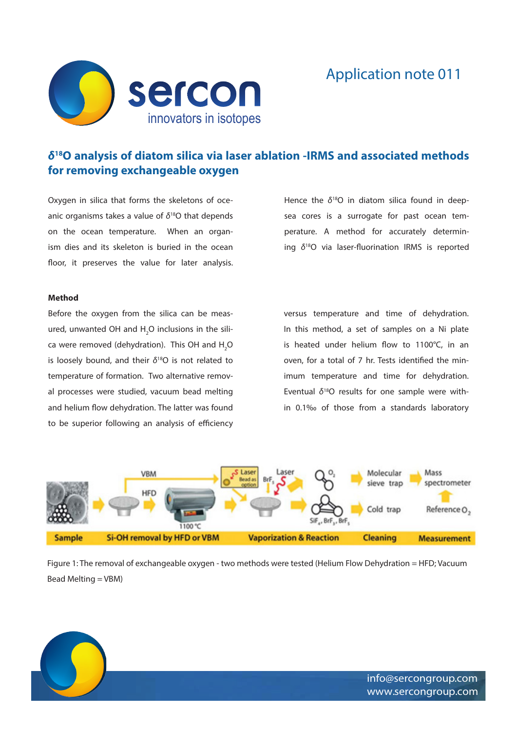Application note 011

## $\delta^{18}O$ analysis of diatom silica via laser ablation -IRMS and associated methods for removing exchangeable oxygen

Oxygen in silica that forms the skeletons of oceanic organisms takes a value of $\delta^{18}O$ that depends on the ocean temperature. When an organism dies and its skeleton is buried in the ocean floor, it preserves the value for later analysis. Hence the $\delta^{18}O$ in diatom silica found in deep-sea cores is a surrogate for past ocean temperature. A method for accurately determining $\delta^{18}O$ via laser-fluorination IRMS is reported

**Method**

Before the oxygen from the silica can be measured, unwanted OH and $H_2O$ inclusions in the silica were removed (dehydration). This OH and $H_2O$ is loosely bound, and their $\delta^{18}O$ is not related to temperature of formation. Two alternative removal processes were studied, vacuum bead melting and helium flow dehydration. The latter was found to be superior following an analysis of efficiency versus temperature and time of dehydration. In this method, a set of samples on a Ni plate is heated under helium flow to 1100°C, in an oven, for a total of 7 hr. Tests identified the minimum temperature and time for dehydration. Eventual $\delta^{18}O$ results for one sample were within 0.1‰ of those from a standards laboratory

Figure 1: The removal of exchangeable oxygen - two methods were tested (Helium Flow Dehydration = HFD; Vacuum Bead Melting = VBM)

info@sercongroup.com
www.sercongroup.com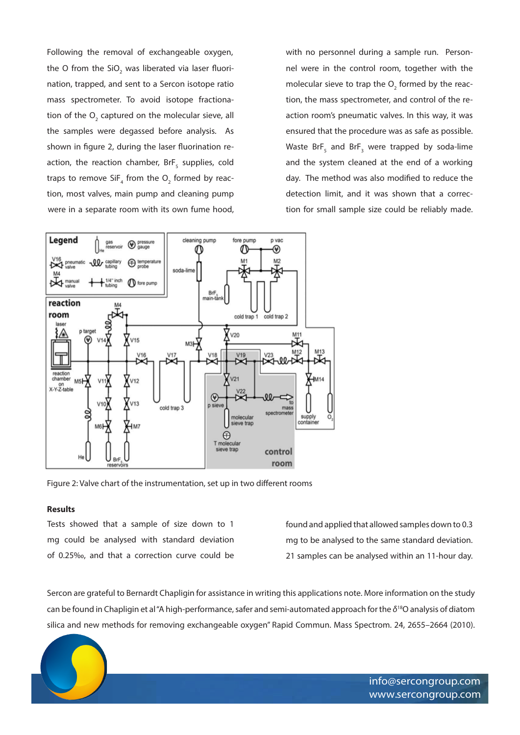Following the removal of exchangeable oxygen, the O from the $SiO_2$ was liberated via laser fluorination, trapped, and sent to a Sercon isotope ratio mass spectrometer. To avoid isotope fractionation of the $O_2$ captured on the molecular sieve, all the samples were degassed before analysis. As shown in figure 2, during the laser fluorination reaction, the reaction chamber, $BrF_5$ supplies, cold traps to remove $SiF_4$ from the $O_2$ formed by reaction, most valves, main pump and cleaning pump were in a separate room with its own fume hood, with no personnel during a sample run. Personnel were in the control room, together with the molecular sieve to trap the $O_2$ formed by the reaction, the mass spectrometer, and control of the reaction room's pneumatic valves. In this way, it was ensured that the procedure was as safe as possible. Waste $BrF_5$ and $BrF_3$ were trapped by soda-lime and the system cleaned at the end of a working day. The method was also modified to reduce the detection limit, and it was shown that a correction for small sample size could be reliably made.

Figure 2: Valve chart of the instrumentation, set up in two different rooms

## Results

Tests showed that a sample of size down to 1 mg could be analysed with standard deviation of 0.25‰, and that a correction curve could be found and applied that allowed samples down to 0.3 mg to be analysed to the same standard deviation. 21 samples can be analysed within an 11-hour day.

Sercon are grateful to Bernardt Chapligin for assistance in writing this applications note. More information on the study can be found in Chapligin et al "A high-performance, safer and semi-automated approach for the $\delta^{18}O$ analysis of diatom silica and new methods for removing exchangeable oxygen" Rapid Commun. Mass Spectrom. 24, 2655–2664 (2010).

info@sercongroup.com
www.sercongroup.com